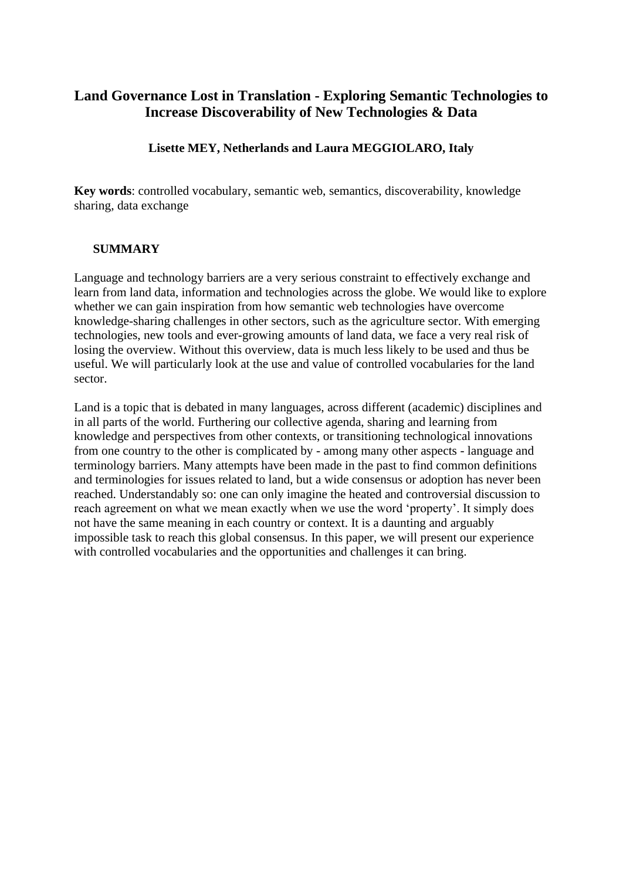# Land Governance Lost in Translation - Exploring Semantic Technologies to Increase Discoverability of New Technologies & Data

**Lisette MEY, Netherlands and Laura MEGGIOLARO, Italy**

**Key words**: controlled vocabulary, semantic web, semantics, discoverability, knowledge sharing, data exchange

## SUMMARY

Language and technology barriers are a very serious constraint to effectively exchange and learn from land data, information and technologies across the globe. We would like to explore whether we can gain inspiration from how semantic web technologies have overcome knowledge-sharing challenges in other sectors, such as the agriculture sector. With emerging technologies, new tools and ever-growing amounts of land data, we face a very real risk of losing the overview. Without this overview, data is much less likely to be used and thus be useful. We will particularly look at the use and value of controlled vocabularies for the land sector.

Land is a topic that is debated in many languages, across different (academic) disciplines and in all parts of the world. Furthering our collective agenda, sharing and learning from knowledge and perspectives from other contexts, or transitioning technological innovations from one country to the other is complicated by - among many other aspects - language and terminology barriers. Many attempts have been made in the past to find common definitions and terminologies for issues related to land, but a wide consensus or adoption has never been reached. Understandably so: one can only imagine the heated and controversial discussion to reach agreement on what we mean exactly when we use the word 'property'. It simply does not have the same meaning in each country or context. It is a daunting and arguably impossible task to reach this global consensus. In this paper, we will present our experience with controlled vocabularies and the opportunities and challenges it can bring.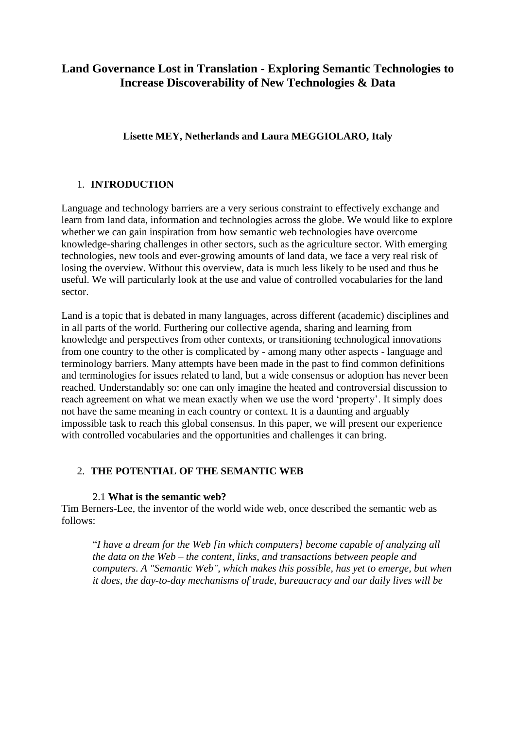# Land Governance Lost in Translation - Exploring Semantic Technologies to Increase Discoverability of New Technologies & Data

**Lisette MEY, Netherlands and Laura MEGGIOLARO, Italy**

## 1. INTRODUCTION

Language and technology barriers are a very serious constraint to effectively exchange and learn from land data, information and technologies across the globe. We would like to explore whether we can gain inspiration from how semantic web technologies have overcome knowledge-sharing challenges in other sectors, such as the agriculture sector. With emerging technologies, new tools and ever-growing amounts of land data, we face a very real risk of losing the overview. Without this overview, data is much less likely to be used and thus be useful. We will particularly look at the use and value of controlled vocabularies for the land sector.

Land is a topic that is debated in many languages, across different (academic) disciplines and in all parts of the world. Furthering our collective agenda, sharing and learning from knowledge and perspectives from other contexts, or transitioning technological innovations from one country to the other is complicated by - among many other aspects - language and terminology barriers. Many attempts have been made in the past to find common definitions and terminologies for issues related to land, but a wide consensus or adoption has never been reached. Understandably so: one can only imagine the heated and controversial discussion to reach agreement on what we mean exactly when we use the word 'property'. It simply does not have the same meaning in each country or context. It is a daunting and arguably impossible task to reach this global consensus. In this paper, we will present our experience with controlled vocabularies and the opportunities and challenges it can bring.

## 2. THE POTENTIAL OF THE SEMANTIC WEB

### 2.1 What is the semantic web?

Tim Berners-Lee, the inventor of the world wide web, once described the semantic web as follows:

> "*I have a dream for the Web [in which computers] become capable of analyzing all the data on the Web – the content, links, and transactions between people and computers. A "Semantic Web", which makes this possible, has yet to emerge, but when it does, the day-to-day mechanisms of trade, bureaucracy and our daily lives will be*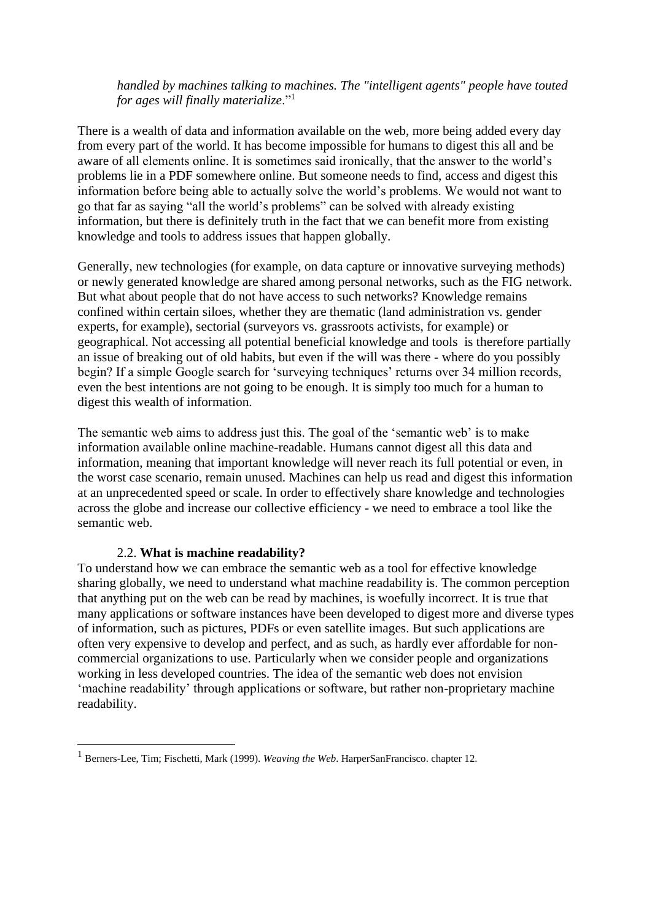> *handled by machines talking to machines. The "intelligent agents" people have touted for ages will finally materialize*."[1]

There is a wealth of data and information available on the web, more being added every day from every part of the world. It has become impossible for humans to digest this all and be aware of all elements online. It is sometimes said ironically, that the answer to the world's problems lie in a PDF somewhere online. But someone needs to find, access and digest this information before being able to actually solve the world's problems. We would not want to go that far as saying "all the world's problems" can be solved with already existing information, but there is definitely truth in the fact that we can benefit more from existing knowledge and tools to address issues that happen globally.

Generally, new technologies (for example, on data capture or innovative surveying methods) or newly generated knowledge are shared among personal networks, such as the FIG network. But what about people that do not have access to such networks? Knowledge remains confined within certain siloes, whether they are thematic (land administration vs. gender experts, for example), sectorial (surveyors vs. grassroots activists, for example) or geographical. Not accessing all potential beneficial knowledge and tools is therefore partially an issue of breaking out of old habits, but even if the will was there - where do you possibly begin? If a simple Google search for 'surveying techniques' returns over 34 million records, even the best intentions are not going to be enough. It is simply too much for a human to digest this wealth of information.

The semantic web aims to address just this. The goal of the 'semantic web' is to make information available online machine-readable. Humans cannot digest all this data and information, meaning that important knowledge will never reach its full potential or even, in the worst case scenario, remain unused. Machines can help us read and digest this information at an unprecedented speed or scale. In order to effectively share knowledge and technologies across the globe and increase our collective efficiency - we need to embrace a tool like the semantic web.

### 2.2. **What is machine readability?**

To understand how we can embrace the semantic web as a tool for effective knowledge sharing globally, we need to understand what machine readability is. The common perception that anything put on the web can be read by machines, is woefully incorrect. It is true that many applications or software instances have been developed to digest more and diverse types of information, such as pictures, PDFs or even satellite images. But such applications are often very expensive to develop and perfect, and as such, as hardly ever affordable for non-commercial organizations to use. Particularly when we consider people and organizations working in less developed countries. The idea of the semantic web does not envision 'machine readability' through applications or software, but rather non-proprietary machine readability.

---

[1] Berners-Lee, Tim; Fischetti, Mark (1999). *Weaving the Web*. HarperSanFrancisco. chapter 12.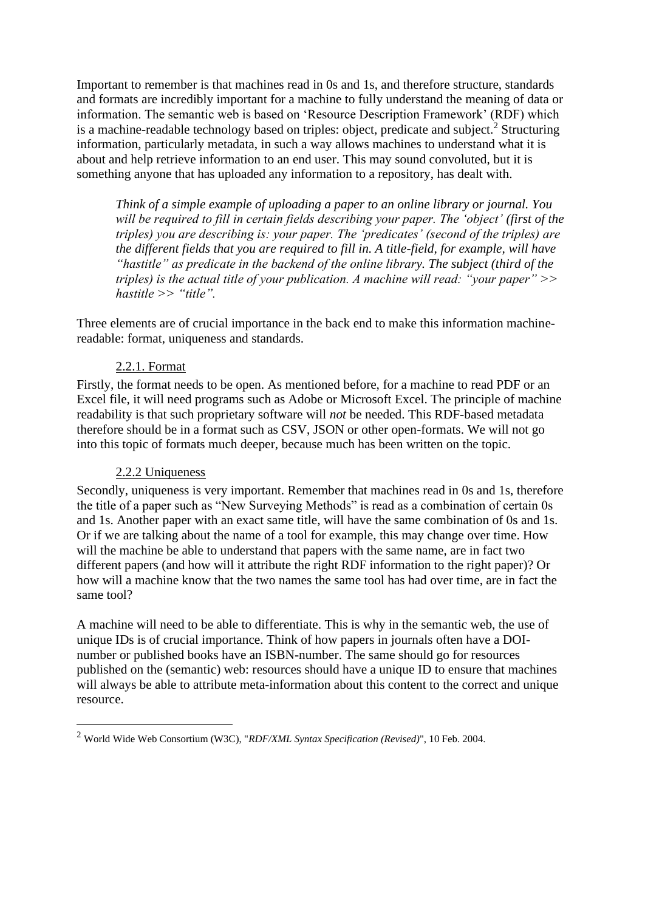Important to remember is that machines read in 0s and 1s, and therefore structure, standards and formats are incredibly important for a machine to fully understand the meaning of data or information. The semantic web is based on 'Resource Description Framework' (RDF) which is a machine-readable technology based on triples: object, predicate and subject.[2] Structuring information, particularly metadata, in such a way allows machines to understand what it is about and help retrieve information to an end user. This may sound convoluted, but it is something anyone that has uploaded any information to a repository, has dealt with.

> *Think of a simple example of uploading a paper to an online library or journal. You will be required to fill in certain fields describing your paper. The 'object' (first of the triples) you are describing is: your paper. The 'predicates' (second of the triples) are the different fields that you are required to fill in. A title-field, for example, will have "hastitle" as predicate in the backend of the online library. The subject (third of the triples) is the actual title of your publication. A machine will read: "your paper" >> hastitle >> "title".*

Three elements are of crucial importance in the back end to make this information machine-readable: format, uniqueness and standards.

### 2.2.1. Format

Firstly, the format needs to be open. As mentioned before, for a machine to read PDF or an Excel file, it will need programs such as Adobe or Microsoft Excel. The principle of machine readability is that such proprietary software will *not* be needed. This RDF-based metadata therefore should be in a format such as CSV, JSON or other open-formats. We will not go into this topic of formats much deeper, because much has been written on the topic.

### 2.2.2 Uniqueness

Secondly, uniqueness is very important. Remember that machines read in 0s and 1s, therefore the title of a paper such as "New Surveying Methods" is read as a combination of certain 0s and 1s. Another paper with an exact same title, will have the same combination of 0s and 1s. Or if we are talking about the name of a tool for example, this may change over time. How will the machine be able to understand that papers with the same name, are in fact two different papers (and how will it attribute the right RDF information to the right paper)? Or how will a machine know that the two names the same tool has had over time, are in fact the same tool?

A machine will need to be able to differentiate. This is why in the semantic web, the use of unique IDs is of crucial importance. Think of how papers in journals often have a DOI-number or published books have an ISBN-number. The same should go for resources published on the (semantic) web: resources should have a unique ID to ensure that machines will always be able to attribute meta-information about this content to the correct and unique resource.

---

[2] World Wide Web Consortium (W3C), "*RDF/XML Syntax Specification (Revised)*", 10 Feb. 2004.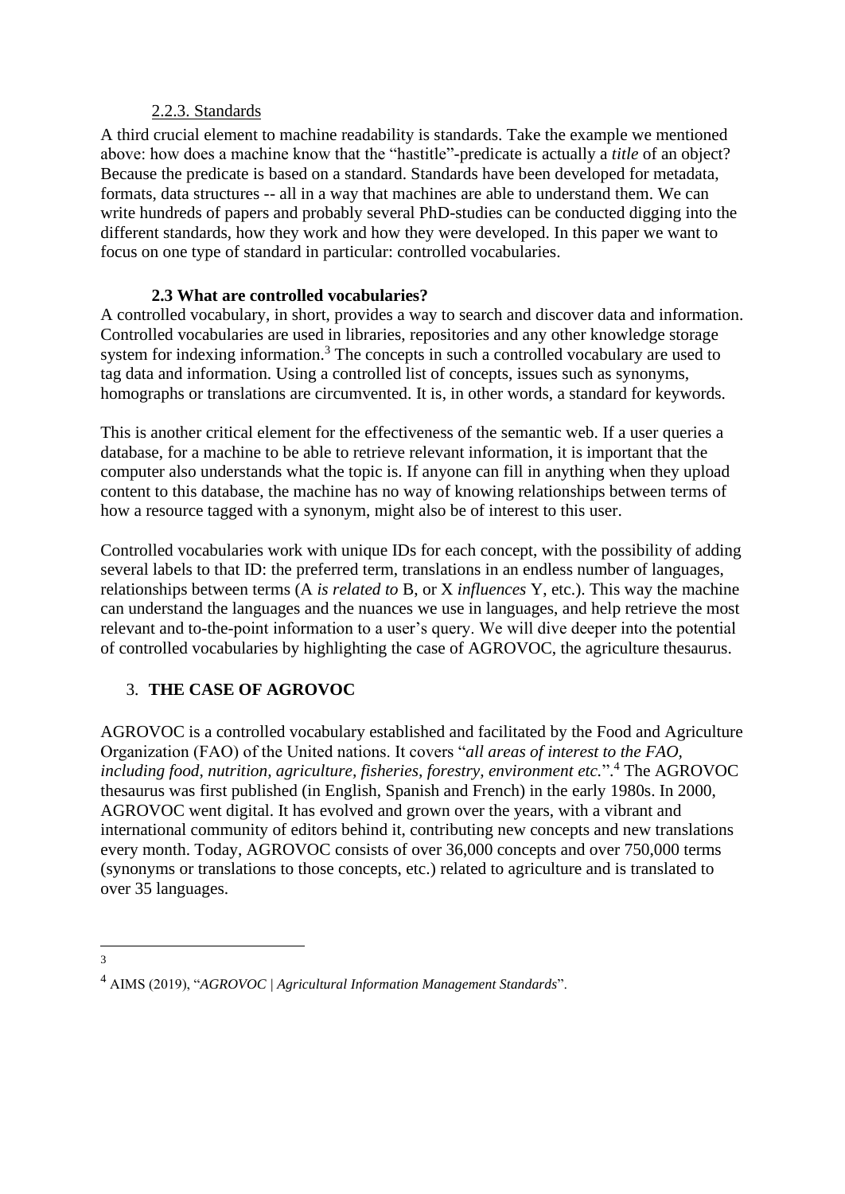#### 2.2.3. Standards

A third crucial element to machine readability is standards. Take the example we mentioned above: how does a machine know that the "hastitle"-predicate is actually a *title* of an object? Because the predicate is based on a standard. Standards have been developed for metadata, formats, data structures -- all in a way that machines are able to understand them. We can write hundreds of papers and probably several PhD-studies can be conducted digging into the different standards, how they work and how they were developed. In this paper we want to focus on one type of standard in particular: controlled vocabularies.

### 2.3 What are controlled vocabularies?

A controlled vocabulary, in short, provides a way to search and discover data and information. Controlled vocabularies are used in libraries, repositories and any other knowledge storage system for indexing information.[3] The concepts in such a controlled vocabulary are used to tag data and information. Using a controlled list of concepts, issues such as synonyms, homographs or translations are circumvented. It is, in other words, a standard for keywords.

This is another critical element for the effectiveness of the semantic web. If a user queries a database, for a machine to be able to retrieve relevant information, it is important that the computer also understands what the topic is. If anyone can fill in anything when they upload content to this database, the machine has no way of knowing relationships between terms of how a resource tagged with a synonym, might also be of interest to this user.

Controlled vocabularies work with unique IDs for each concept, with the possibility of adding several labels to that ID: the preferred term, translations in an endless number of languages, relationships between terms (A *is related to* B, or X *influences* Y, etc.). This way the machine can understand the languages and the nuances we use in languages, and help retrieve the most relevant and to-the-point information to a user's query. We will dive deeper into the potential of controlled vocabularies by highlighting the case of AGROVOC, the agriculture thesaurus.

## 3. THE CASE OF AGROVOC

AGROVOC is a controlled vocabulary established and facilitated by the Food and Agriculture Organization (FAO) of the United nations. It covers "*all areas of interest to the FAO, including food, nutrition, agriculture, fisheries, forestry, environment etc.*".[4] The AGROVOC thesaurus was first published (in English, Spanish and French) in the early 1980s. In 2000, AGROVOC went digital. It has evolved and grown over the years, with a vibrant and international community of editors behind it, contributing new concepts and new translations every month. Today, AGROVOC consists of over 36,000 concepts and over 750,000 terms (synonyms or translations to those concepts, etc.) related to agriculture and is translated to over 35 languages.

---

[3]

[4] AIMS (2019), "*AGROVOC | Agricultural Information Management Standards*".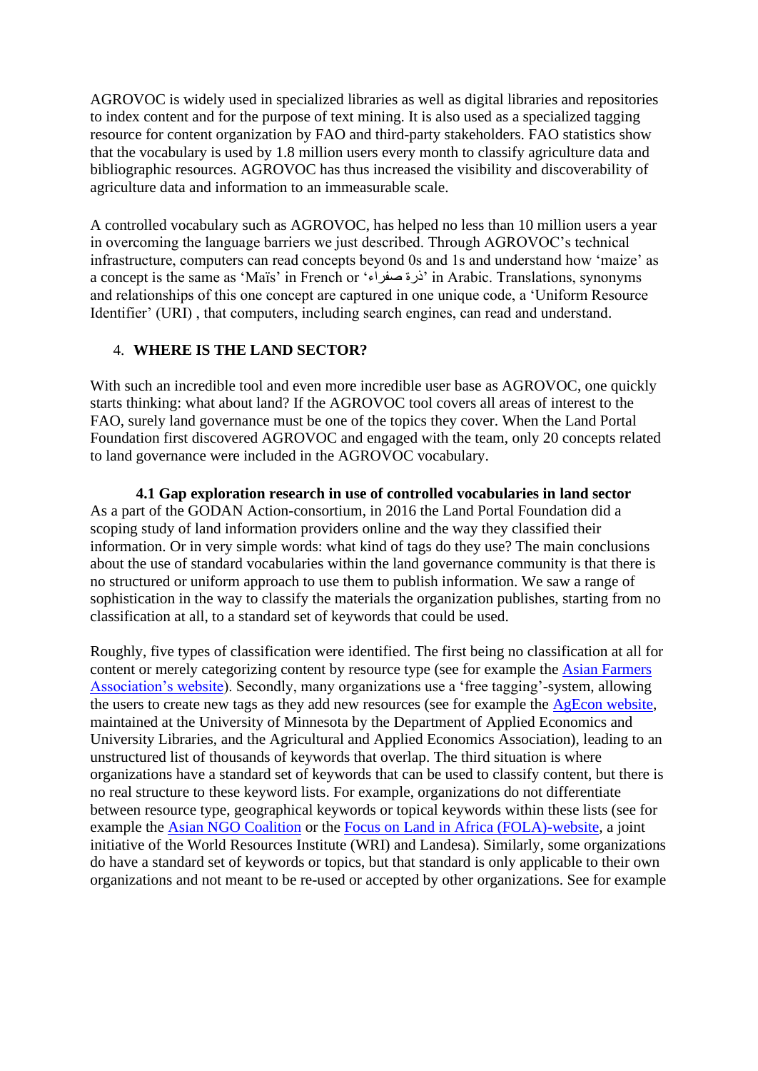AGROVOC is widely used in specialized libraries as well as digital libraries and repositories to index content and for the purpose of text mining. It is also used as a specialized tagging resource for content organization by FAO and third-party stakeholders. FAO statistics show that the vocabulary is used by 1.8 million users every month to classify agriculture data and bibliographic resources. AGROVOC has thus increased the visibility and discoverability of agriculture data and information to an immeasurable scale.

A controlled vocabulary such as AGROVOC, has helped no less than 10 million users a year in overcoming the language barriers we just described. Through AGROVOC's technical infrastructure, computers can read concepts beyond 0s and 1s and understand how 'maize' as a concept is the same as 'Maïs' in French or 'ذرة صفراء' in Arabic. Translations, synonyms and relationships of this one concept are captured in one unique code, a 'Uniform Resource Identifier' (URI) , that computers, including search engines, can read and understand.

## 4. WHERE IS THE LAND SECTOR?

With such an incredible tool and even more incredible user base as AGROVOC, one quickly starts thinking: what about land? If the AGROVOC tool covers all areas of interest to the FAO, surely land governance must be one of the topics they cover. When the Land Portal Foundation first discovered AGROVOC and engaged with the team, only 20 concepts related to land governance were included in the AGROVOC vocabulary.

### 4.1 Gap exploration research in use of controlled vocabularies in land sector

As a part of the GODAN Action-consortium, in 2016 the Land Portal Foundation did a scoping study of land information providers online and the way they classified their information. Or in very simple words: what kind of tags do they use? The main conclusions about the use of standard vocabularies within the land governance community is that there is no structured or uniform approach to use them to publish information. We saw a range of sophistication in the way to classify the materials the organization publishes, starting from no classification at all, to a standard set of keywords that could be used.

Roughly, five types of classification were identified. The first being no classification at all for content or merely categorizing content by resource type (see for example the Asian Farmers Association's website). Secondly, many organizations use a 'free tagging'-system, allowing the users to create new tags as they add new resources (see for example the AgEcon website, maintained at the University of Minnesota by the Department of Applied Economics and University Libraries, and the Agricultural and Applied Economics Association), leading to an unstructured list of thousands of keywords that overlap. The third situation is where organizations have a standard set of keywords that can be used to classify content, but there is no real structure to these keyword lists. For example, organizations do not differentiate between resource type, geographical keywords or topical keywords within these lists (see for example the Asian NGO Coalition or the Focus on Land in Africa (FOLA)-website, a joint initiative of the World Resources Institute (WRI) and Landesa). Similarly, some organizations do have a standard set of keywords or topics, but that standard is only applicable to their own organizations and not meant to be re-used or accepted by other organizations. See for example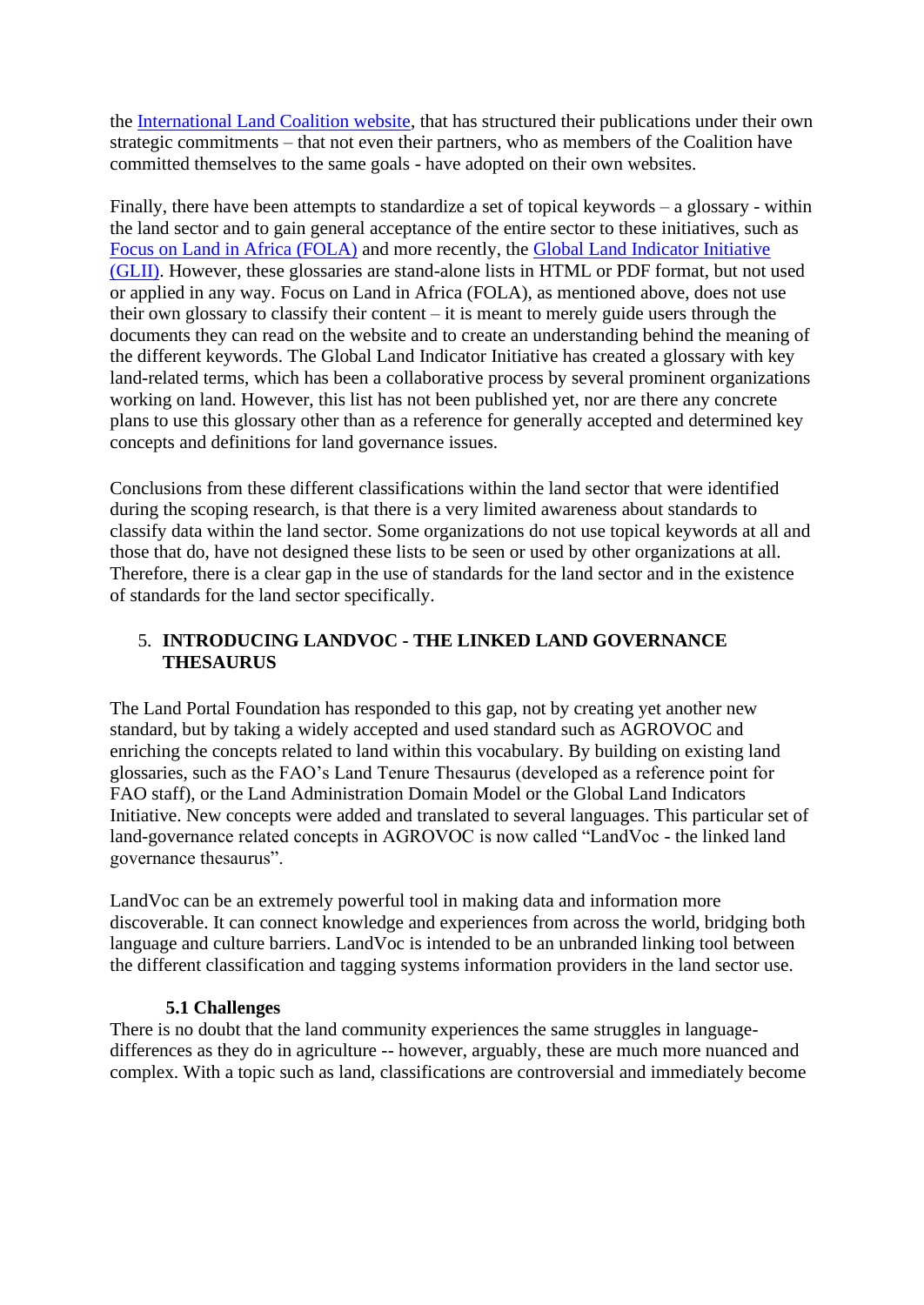the [International Land Coalition website](), that has structured their publications under their own strategic commitments – that not even their partners, who as members of the Coalition have committed themselves to the same goals - have adopted on their own websites.

Finally, there have been attempts to standardize a set of topical keywords – a glossary - within the land sector and to gain general acceptance of the entire sector to these initiatives, such as [Focus on Land in Africa (FOLA)]() and more recently, the [Global Land Indicator Initiative (GLII)](). However, these glossaries are stand-alone lists in HTML or PDF format, but not used or applied in any way. Focus on Land in Africa (FOLA), as mentioned above, does not use their own glossary to classify their content – it is meant to merely guide users through the documents they can read on the website and to create an understanding behind the meaning of the different keywords. The Global Land Indicator Initiative has created a glossary with key land-related terms, which has been a collaborative process by several prominent organizations working on land. However, this list has not been published yet, nor are there any concrete plans to use this glossary other than as a reference for generally accepted and determined key concepts and definitions for land governance issues.

Conclusions from these different classifications within the land sector that were identified during the scoping research, is that there is a very limited awareness about standards to classify data within the land sector. Some organizations do not use topical keywords at all and those that do, have not designed these lists to be seen or used by other organizations at all. Therefore, there is a clear gap in the use of standards for the land sector and in the existence of standards for the land sector specifically.

## 5. INTRODUCING LANDVOC - THE LINKED LAND GOVERNANCE THESAURUS

The Land Portal Foundation has responded to this gap, not by creating yet another new standard, but by taking a widely accepted and used standard such as AGROVOC and enriching the concepts related to land within this vocabulary. By building on existing land glossaries, such as the FAO's Land Tenure Thesaurus (developed as a reference point for FAO staff), or the Land Administration Domain Model or the Global Land Indicators Initiative. New concepts were added and translated to several languages. This particular set of land-governance related concepts in AGROVOC is now called "LandVoc - the linked land governance thesaurus".

LandVoc can be an extremely powerful tool in making data and information more discoverable. It can connect knowledge and experiences from across the world, bridging both language and culture barriers. LandVoc is intended to be an unbranded linking tool between the different classification and tagging systems information providers in the land sector use.

### 5.1 Challenges

There is no doubt that the land community experiences the same struggles in language-differences as they do in agriculture -- however, arguably, these are much more nuanced and complex. With a topic such as land, classifications are controversial and immediately become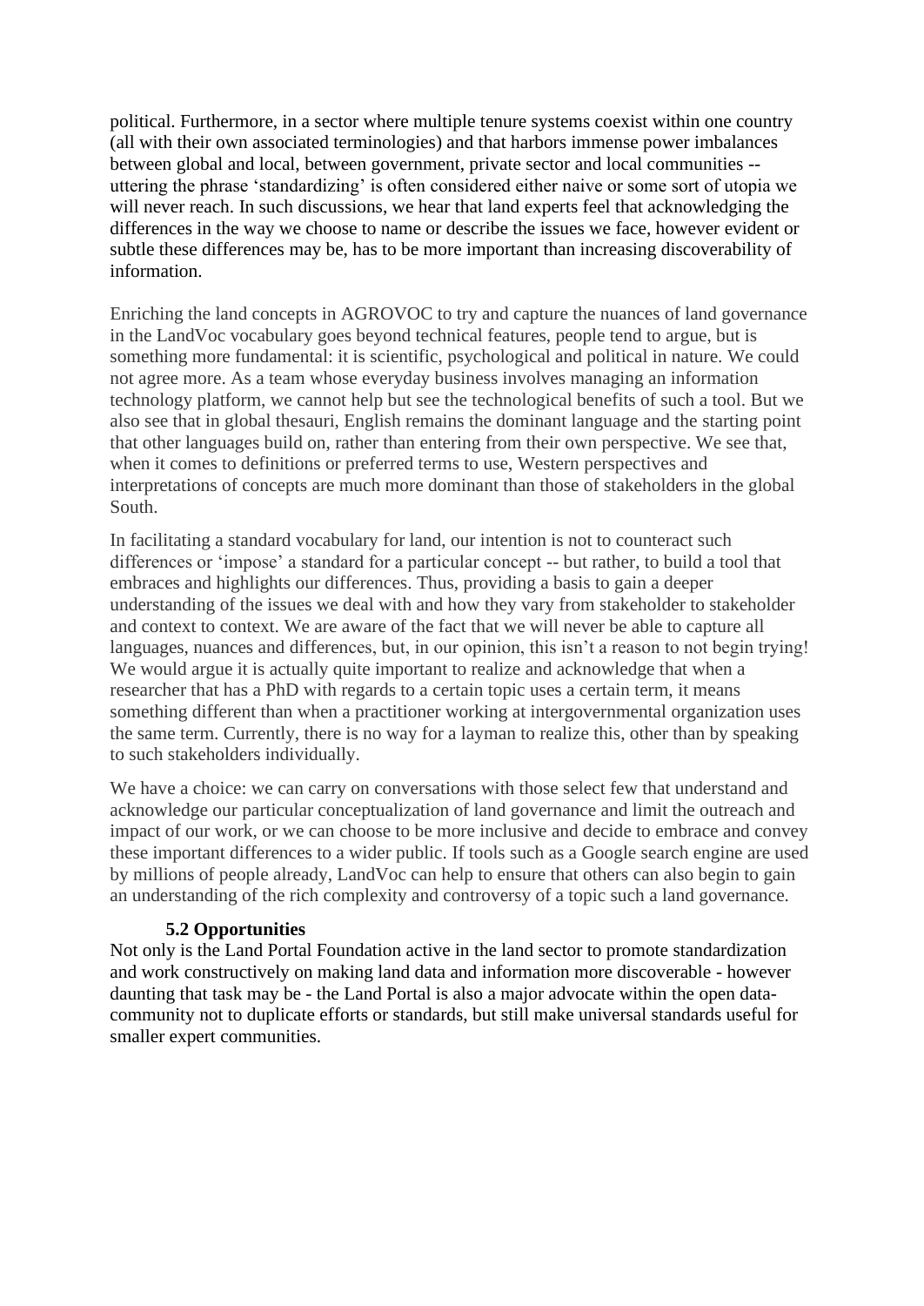political. Furthermore, in a sector where multiple tenure systems coexist within one country (all with their own associated terminologies) and that harbors immense power imbalances between global and local, between government, private sector and local communities -- uttering the phrase 'standardizing' is often considered either naive or some sort of utopia we will never reach. In such discussions, we hear that land experts feel that acknowledging the differences in the way we choose to name or describe the issues we face, however evident or subtle these differences may be, has to be more important than increasing discoverability of information.

Enriching the land concepts in AGROVOC to try and capture the nuances of land governance in the LandVoc vocabulary goes beyond technical features, people tend to argue, but is something more fundamental: it is scientific, psychological and political in nature. We could not agree more. As a team whose everyday business involves managing an information technology platform, we cannot help but see the technological benefits of such a tool. But we also see that in global thesauri, English remains the dominant language and the starting point that other languages build on, rather than entering from their own perspective. We see that, when it comes to definitions or preferred terms to use, Western perspectives and interpretations of concepts are much more dominant than those of stakeholders in the global South.

In facilitating a standard vocabulary for land, our intention is not to counteract such differences or 'impose' a standard for a particular concept -- but rather, to build a tool that embraces and highlights our differences. Thus, providing a basis to gain a deeper understanding of the issues we deal with and how they vary from stakeholder to stakeholder and context to context. We are aware of the fact that we will never be able to capture all languages, nuances and differences, but, in our opinion, this isn't a reason to not begin trying! We would argue it is actually quite important to realize and acknowledge that when a researcher that has a PhD with regards to a certain topic uses a certain term, it means something different than when a practitioner working at intergovernmental organization uses the same term. Currently, there is no way for a layman to realize this, other than by speaking to such stakeholders individually.

We have a choice: we can carry on conversations with those select few that understand and acknowledge our particular conceptualization of land governance and limit the outreach and impact of our work, or we can choose to be more inclusive and decide to embrace and convey these important differences to a wider public. If tools such as a Google search engine are used by millions of people already, LandVoc can help to ensure that others can also begin to gain an understanding of the rich complexity and controversy of a topic such a land governance.

### 5.2 Opportunities

Not only is the Land Portal Foundation active in the land sector to promote standardization and work constructively on making land data and information more discoverable - however daunting that task may be - the Land Portal is also a major advocate within the open data-community not to duplicate efforts or standards, but still make universal standards useful for smaller expert communities.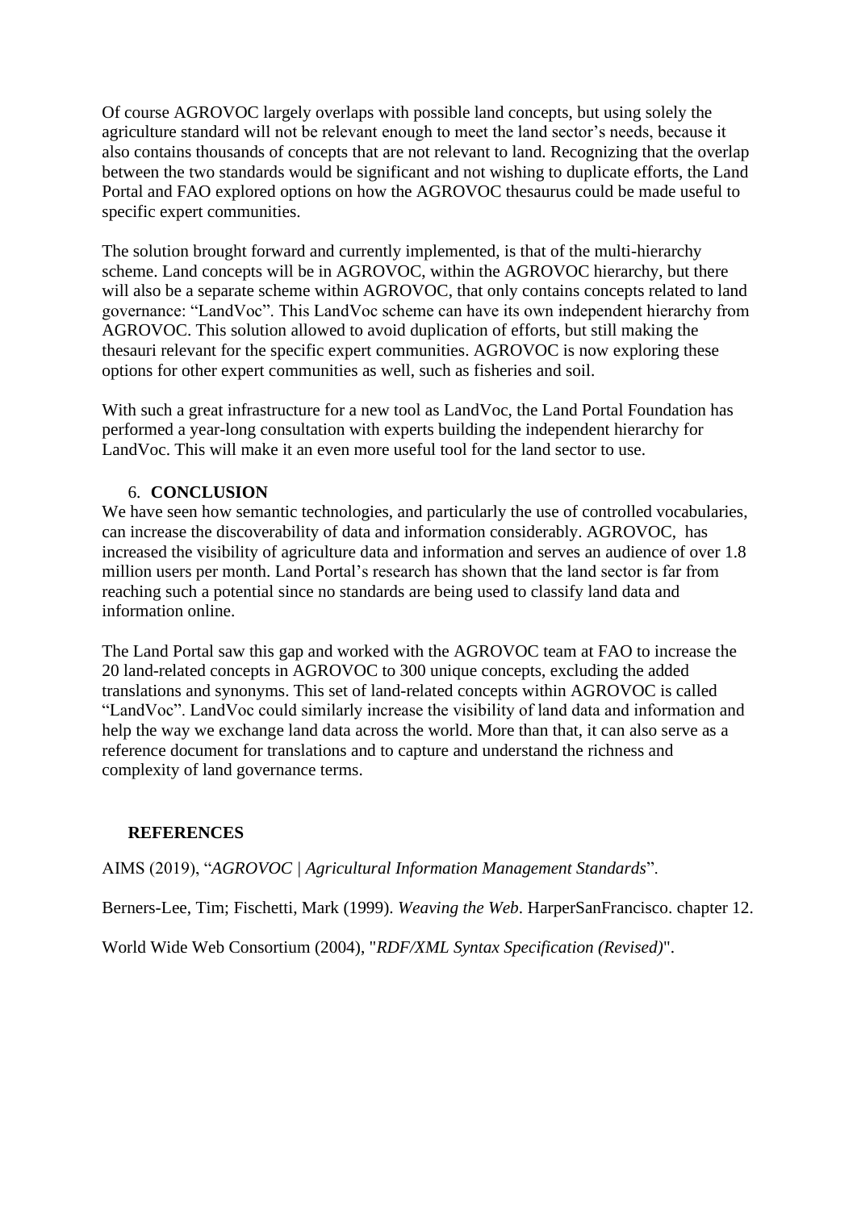Of course AGROVOC largely overlaps with possible land concepts, but using solely the agriculture standard will not be relevant enough to meet the land sector's needs, because it also contains thousands of concepts that are not relevant to land. Recognizing that the overlap between the two standards would be significant and not wishing to duplicate efforts, the Land Portal and FAO explored options on how the AGROVOC thesaurus could be made useful to specific expert communities.

The solution brought forward and currently implemented, is that of the multi-hierarchy scheme. Land concepts will be in AGROVOC, within the AGROVOC hierarchy, but there will also be a separate scheme within AGROVOC, that only contains concepts related to land governance: "LandVoc". This LandVoc scheme can have its own independent hierarchy from AGROVOC. This solution allowed to avoid duplication of efforts, but still making the thesauri relevant for the specific expert communities. AGROVOC is now exploring these options for other expert communities as well, such as fisheries and soil.

With such a great infrastructure for a new tool as LandVoc, the Land Portal Foundation has performed a year-long consultation with experts building the independent hierarchy for LandVoc. This will make it an even more useful tool for the land sector to use.

## 6. CONCLUSION

We have seen how semantic technologies, and particularly the use of controlled vocabularies, can increase the discoverability of data and information considerably. AGROVOC, has increased the visibility of agriculture data and information and serves an audience of over 1.8 million users per month. Land Portal's research has shown that the land sector is far from reaching such a potential since no standards are being used to classify land data and information online.

The Land Portal saw this gap and worked with the AGROVOC team at FAO to increase the 20 land-related concepts in AGROVOC to 300 unique concepts, excluding the added translations and synonyms. This set of land-related concepts within AGROVOC is called "LandVoc". LandVoc could similarly increase the visibility of land data and information and help the way we exchange land data across the world. More than that, it can also serve as a reference document for translations and to capture and understand the richness and complexity of land governance terms.

## REFERENCES

AIMS (2019), "*AGROVOC | Agricultural Information Management Standards*".

Berners-Lee, Tim; Fischetti, Mark (1999). *Weaving the Web*. HarperSanFrancisco. chapter 12.

World Wide Web Consortium (2004), "*RDF/XML Syntax Specification (Revised)*".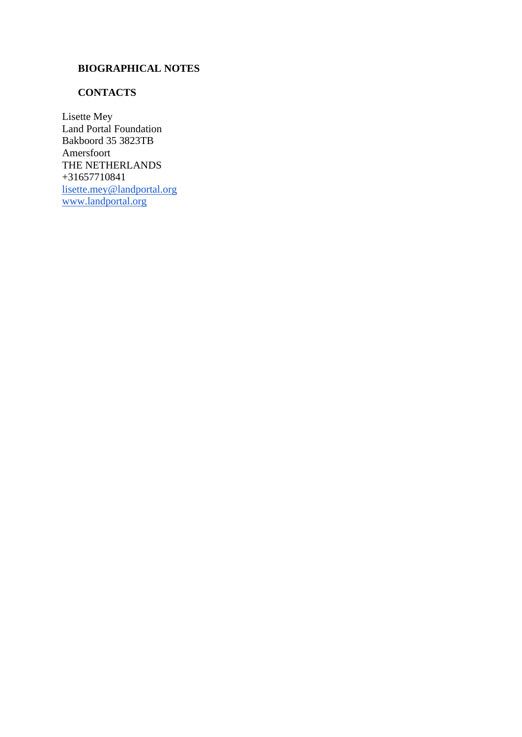## BIOGRAPHICAL NOTES

## CONTACTS

Lisette Mey
Land Portal Foundation
Bakboord 35 3823TB
Amersfoort
THE NETHERLANDS
+31657710841
lisette.mey@landportal.org
www.landportal.org